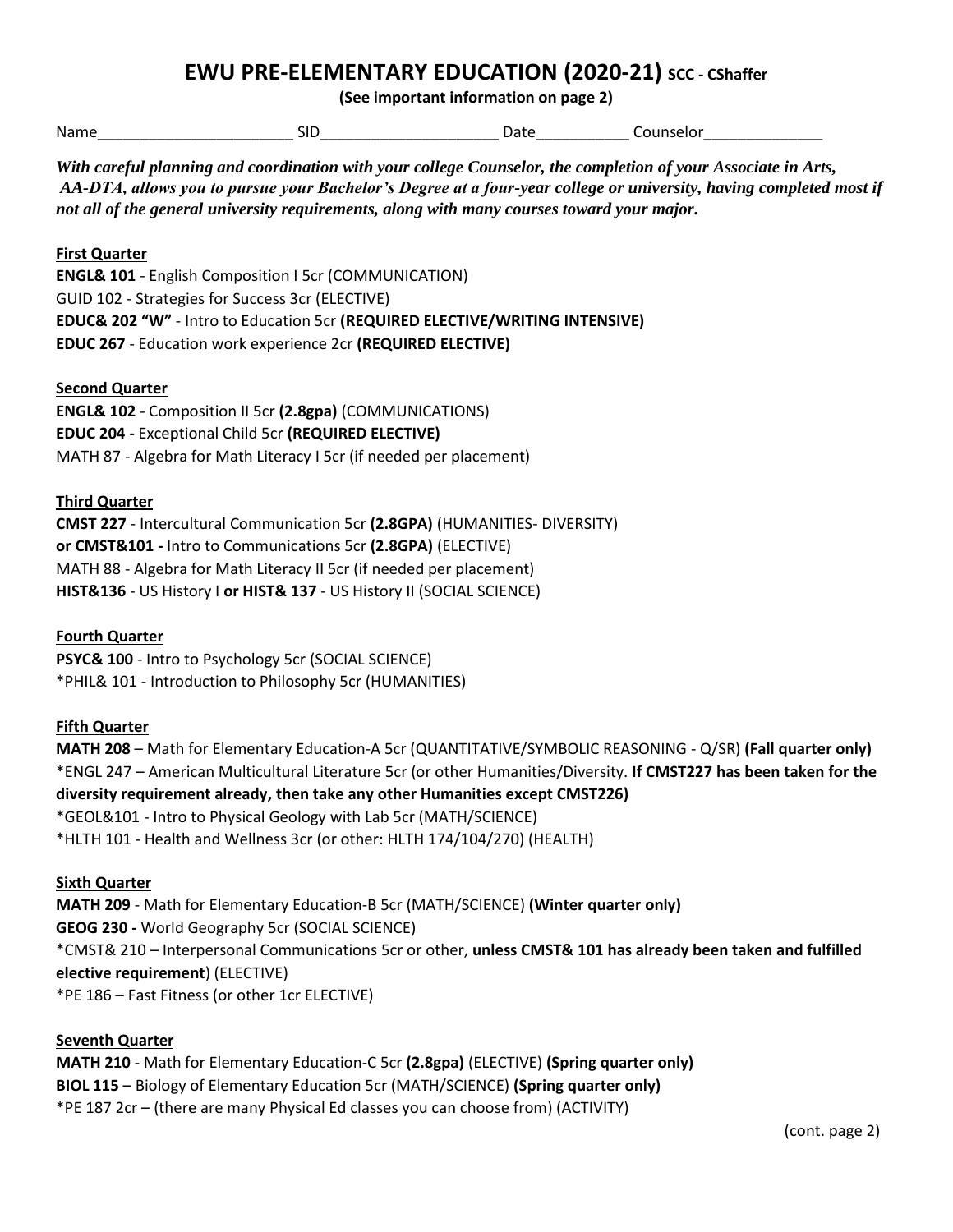# EWU PRE-ELEMENTARY EDUCATION (2020-21) SCC - CShaffer

**(See important information on page 2)**

Name_______________________ SID_____________________ Date___________ Counselor______________

***With careful planning and coordination with your college Counselor, the completion of your Associate in Arts, AA-DTA, allows you to pursue your Bachelor's Degree at a four-year college or university, having completed most if not all of the general university requirements, along with many courses toward your major.***

**First Quarter**

**ENGL& 101** - English Composition I 5cr (COMMUNICATION)
GUID 102 - Strategies for Success 3cr (ELECTIVE)
**EDUC& 202 "W"** - Intro to Education 5cr **(REQUIRED ELECTIVE/WRITING INTENSIVE)**
**EDUC 267** - Education work experience 2cr **(REQUIRED ELECTIVE)**

**Second Quarter**

**ENGL& 102** - Composition II 5cr **(2.8gpa)** (COMMUNICATIONS)
**EDUC 204 -** Exceptional Child 5cr **(REQUIRED ELECTIVE)**
MATH 87 - Algebra for Math Literacy I 5cr (if needed per placement)

**Third Quarter**

**CMST 227** - Intercultural Communication 5cr **(2.8GPA)** (HUMANITIES- DIVERSITY)
**or CMST&101 -** Intro to Communications 5cr **(2.8GPA)** (ELECTIVE)
MATH 88 - Algebra for Math Literacy II 5cr (if needed per placement)
**HIST&136** - US History I **or HIST& 137** - US History II (SOCIAL SCIENCE)

**Fourth Quarter**

**PSYC& 100** - Intro to Psychology 5cr (SOCIAL SCIENCE)
*PHIL& 101 - Introduction to Philosophy 5cr (HUMANITIES)

**Fifth Quarter**

**MATH 208** – Math for Elementary Education-A 5cr (QUANTITATIVE/SYMBOLIC REASONING - Q/SR) **(Fall quarter only)**
*ENGL 247 – American Multicultural Literature 5cr (or other Humanities/Diversity. **If CMST227 has been taken for the diversity requirement already, then take any other Humanities except CMST226)**
*GEOL&101 - Intro to Physical Geology with Lab 5cr (MATH/SCIENCE)
*HLTH 101 - Health and Wellness 3cr (or other: HLTH 174/104/270) (HEALTH)

**Sixth Quarter**

**MATH 209** - Math for Elementary Education-B 5cr (MATH/SCIENCE) **(Winter quarter only)**
**GEOG 230 -** World Geography 5cr (SOCIAL SCIENCE)
*CMST& 210 – Interpersonal Communications 5cr or other, **unless CMST& 101 has already been taken and fulfilled elective requirement**) (ELECTIVE)
*PE 186 – Fast Fitness (or other 1cr ELECTIVE)

**Seventh Quarter**

**MATH 210** - Math for Elementary Education-C 5cr **(2.8gpa)** (ELECTIVE) **(Spring quarter only)**
**BIOL 115** – Biology of Elementary Education 5cr (MATH/SCIENCE) **(Spring quarter only)**
*PE 187 2cr – (there are many Physical Ed classes you can choose from) (ACTIVITY)

(cont. page 2)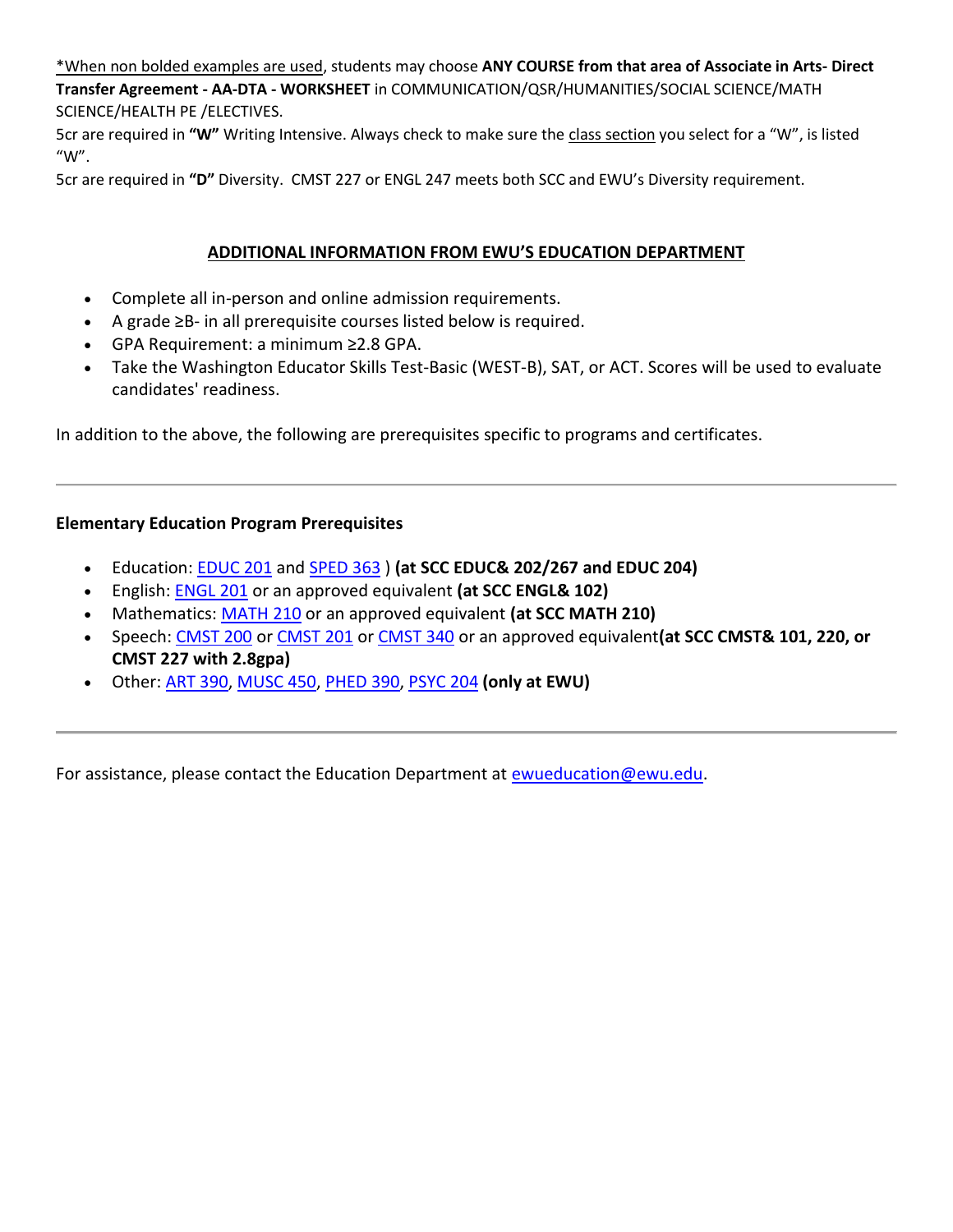*When non bolded examples are used, students may choose **ANY COURSE from that area of Associate in Arts- Direct Transfer Agreement - AA-DTA - WORKSHEET** in COMMUNICATION/QSR/HUMANITIES/SOCIAL SCIENCE/MATH SCIENCE/HEALTH PE /ELECTIVES.

5cr are required in **"W"** Writing Intensive. Always check to make sure the class section you select for a "W", is listed "W".

5cr are required in **"D"** Diversity. CMST 227 or ENGL 247 meets both SCC and EWU's Diversity requirement.

## ADDITIONAL INFORMATION FROM EWU'S EDUCATION DEPARTMENT

- Complete all in-person and online admission requirements.
- A grade ≥B- in all prerequisite courses listed below is required.
- GPA Requirement: a minimum ≥2.8 GPA.
- Take the Washington Educator Skills Test-Basic (WEST-B), SAT, or ACT. Scores will be used to evaluate candidates' readiness.

In addition to the above, the following are prerequisites specific to programs and certificates.

---

**Elementary Education Program Prerequisites**

- Education: EDUC 201 and SPED 363 ) **(at SCC EDUC& 202/267 and EDUC 204)**
- English: ENGL 201 or an approved equivalent **(at SCC ENGL& 102)**
- Mathematics: MATH 210 or an approved equivalent **(at SCC MATH 210)**
- Speech: CMST 200 or CMST 201 or CMST 340 or an approved equivalent**(at SCC CMST& 101, 220, or CMST 227 with 2.8gpa)**
- Other: ART 390, MUSC 450, PHED 390, PSYC 204 **(only at EWU)**

---

For assistance, please contact the Education Department at ewueducation@ewu.edu.